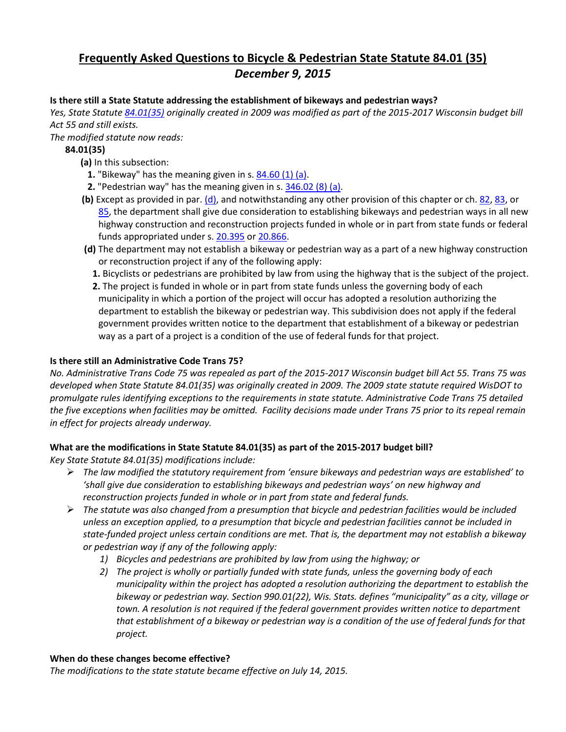# Frequently Asked Questions to Bicycle & Pedestrian State Statute 84.01 (35)

## *December 9, 2015*

**Is there still a State Statute addressing the establishment of bikeways and pedestrian ways?**

*Yes, State Statute 84.01(35) originally created in 2009 was modified as part of the 2015-2017 Wisconsin budget bill Act 55 and still exists.*

*The modified statute now reads:*

**84.01(35)**

**(a)** In this subsection:

**1.** "Bikeway" has the meaning given in s. 84.60 (1) (a).

**2.** "Pedestrian way" has the meaning given in s. 346.02 (8) (a).

**(b)** Except as provided in par. (d), and notwithstanding any other provision of this chapter or ch. 82, 83, or 85, the department shall give due consideration to establishing bikeways and pedestrian ways in all new highway construction and reconstruction projects funded in whole or in part from state funds or federal funds appropriated under s. 20.395 or 20.866.

**(d)** The department may not establish a bikeway or pedestrian way as a part of a new highway construction or reconstruction project if any of the following apply:

**1.** Bicyclists or pedestrians are prohibited by law from using the highway that is the subject of the project.

**2.** The project is funded in whole or in part from state funds unless the governing body of each municipality in which a portion of the project will occur has adopted a resolution authorizing the department to establish the bikeway or pedestrian way. This subdivision does not apply if the federal government provides written notice to the department that establishment of a bikeway or pedestrian way as a part of a project is a condition of the use of federal funds for that project.

**Is there still an Administrative Code Trans 75?**

*No. Administrative Trans Code 75 was repealed as part of the 2015-2017 Wisconsin budget bill Act 55. Trans 75 was developed when State Statute 84.01(35) was originally created in 2009. The 2009 state statute required WisDOT to promulgate rules identifying exceptions to the requirements in state statute. Administrative Code Trans 75 detailed the five exceptions when facilities may be omitted. Facility decisions made under Trans 75 prior to its repeal remain in effect for projects already underway.*

**What are the modifications in State Statute 84.01(35) as part of the 2015-2017 budget bill?**

*Key State Statute 84.01(35) modifications include:*

- *The law modified the statutory requirement from 'ensure bikeways and pedestrian ways are established' to 'shall give due consideration to establishing bikeways and pedestrian ways' on new highway and reconstruction projects funded in whole or in part from state and federal funds.*
- *The statute was also changed from a presumption that bicycle and pedestrian facilities would be included unless an exception applied, to a presumption that bicycle and pedestrian facilities cannot be included in state-funded project unless certain conditions are met. That is, the department may not establish a bikeway or pedestrian way if any of the following apply:*
  1) *Bicycles and pedestrians are prohibited by law from using the highway; or*
  2) *The project is wholly or partially funded with state funds, unless the governing body of each municipality within the project has adopted a resolution authorizing the department to establish the bikeway or pedestrian way. Section 990.01(22), Wis. Stats. defines "municipality" as a city, village or town. A resolution is not required if the federal government provides written notice to department that establishment of a bikeway or pedestrian way is a condition of the use of federal funds for that project.*

**When do these changes become effective?**

*The modifications to the state statute became effective on July 14, 2015.*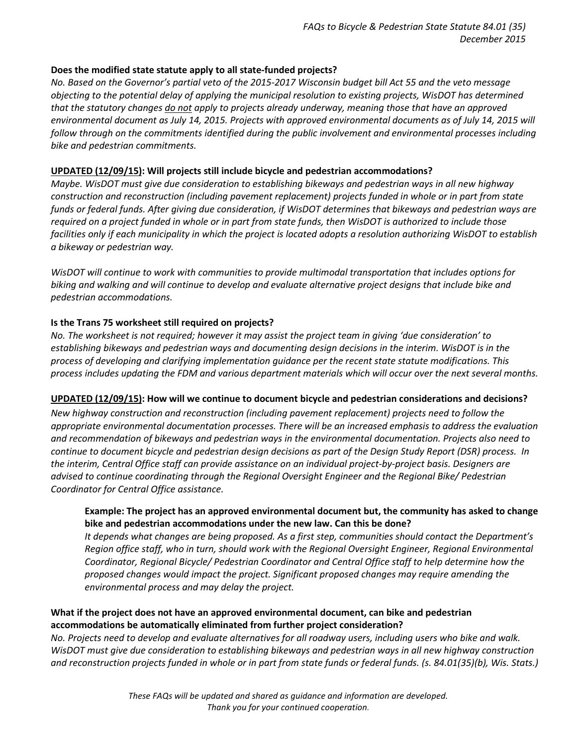**Does the modified state statute apply to all state-funded projects?**

*No. Based on the Governor's partial veto of the 2015-2017 Wisconsin budget bill Act 55 and the veto message objecting to the potential delay of applying the municipal resolution to existing projects, WisDOT has determined that the statutory changes do not apply to projects already underway, meaning those that have an approved environmental document as July 14, 2015. Projects with approved environmental documents as of July 14, 2015 will follow through on the commitments identified during the public involvement and environmental processes including bike and pedestrian commitments.*

**UPDATED (12/09/15): Will projects still include bicycle and pedestrian accommodations?**

*Maybe. WisDOT must give due consideration to establishing bikeways and pedestrian ways in all new highway construction and reconstruction (including pavement replacement) projects funded in whole or in part from state funds or federal funds. After giving due consideration, if WisDOT determines that bikeways and pedestrian ways are required on a project funded in whole or in part from state funds, then WisDOT is authorized to include those facilities only if each municipality in which the project is located adopts a resolution authorizing WisDOT to establish a bikeway or pedestrian way.*

*WisDOT will continue to work with communities to provide multimodal transportation that includes options for biking and walking and will continue to develop and evaluate alternative project designs that include bike and pedestrian accommodations.*

**Is the Trans 75 worksheet still required on projects?**

*No. The worksheet is not required; however it may assist the project team in giving 'due consideration' to establishing bikeways and pedestrian ways and documenting design decisions in the interim. WisDOT is in the process of developing and clarifying implementation guidance per the recent state statute modifications. This process includes updating the FDM and various department materials which will occur over the next several months.*

**UPDATED (12/09/15): How will we continue to document bicycle and pedestrian considerations and decisions?**

*New highway construction and reconstruction (including pavement replacement) projects need to follow the appropriate environmental documentation processes. There will be an increased emphasis to address the evaluation and recommendation of bikeways and pedestrian ways in the environmental documentation. Projects also need to continue to document bicycle and pedestrian design decisions as part of the Design Study Report (DSR) process. In the interim, Central Office staff can provide assistance on an individual project-by-project basis. Designers are advised to continue coordinating through the Regional Oversight Engineer and the Regional Bike/ Pedestrian Coordinator for Central Office assistance.*

> **Example: The project has an approved environmental document but, the community has asked to change bike and pedestrian accommodations under the new law. Can this be done?**
>
> *It depends what changes are being proposed. As a first step, communities should contact the Department's Region office staff, who in turn, should work with the Regional Oversight Engineer, Regional Environmental Coordinator, Regional Bicycle/ Pedestrian Coordinator and Central Office staff to help determine how the proposed changes would impact the project. Significant proposed changes may require amending the environmental process and may delay the project.*

**What if the project does not have an approved environmental document, can bike and pedestrian accommodations be automatically eliminated from further project consideration?**

*No. Projects need to develop and evaluate alternatives for all roadway users, including users who bike and walk. WisDOT must give due consideration to establishing bikeways and pedestrian ways in all new highway construction and reconstruction projects funded in whole or in part from state funds or federal funds. (s. 84.01(35)(b), Wis. Stats.)*

*These FAQs will be updated and shared as guidance and information are developed.*
*Thank you for your continued cooperation.*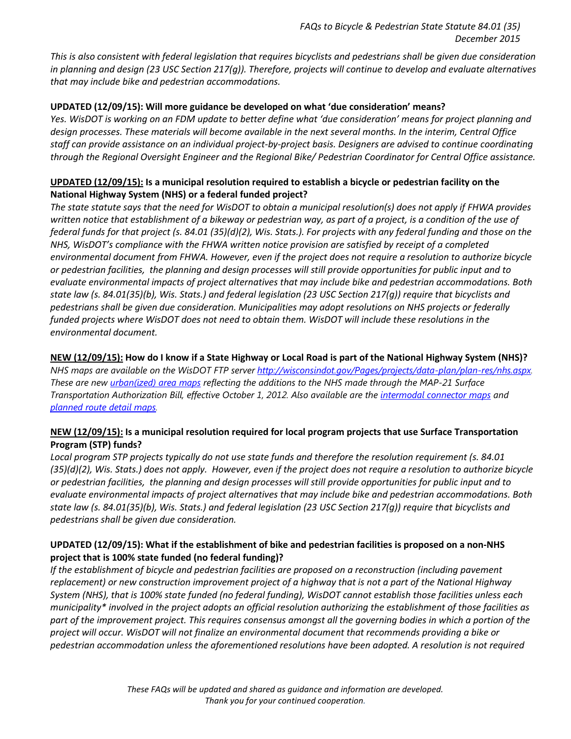*This is also consistent with federal legislation that requires bicyclists and pedestrians shall be given due consideration in planning and design (23 USC Section 217(g)). Therefore, projects will continue to develop and evaluate alternatives that may include bike and pedestrian accommodations.*

**UPDATED (12/09/15): Will more guidance be developed on what 'due consideration' means?**

*Yes. WisDOT is working on an FDM update to better define what 'due consideration' means for project planning and design processes. These materials will become available in the next several months. In the interim, Central Office staff can provide assistance on an individual project-by-project basis. Designers are advised to continue coordinating through the Regional Oversight Engineer and the Regional Bike/ Pedestrian Coordinator for Central Office assistance.*

**<u>UPDATED (12/09/15):</u> Is a municipal resolution required to establish a bicycle or pedestrian facility on the National Highway System (NHS) or a federal funded project?**

*The state statute says that the need for WisDOT to obtain a municipal resolution(s) does not apply if FHWA provides written notice that establishment of a bikeway or pedestrian way, as part of a project, is a condition of the use of federal funds for that project (s. 84.01 (35)(d)(2), Wis. Stats.). For projects with any federal funding and those on the NHS, WisDOT's compliance with the FHWA written notice provision are satisfied by receipt of a completed environmental document from FHWA. However, even if the project does not require a resolution to authorize bicycle or pedestrian facilities, the planning and design processes will still provide opportunities for public input and to evaluate environmental impacts of project alternatives that may include bike and pedestrian accommodations. Both state law (s. 84.01(35)(b), Wis. Stats.) and federal legislation (23 USC Section 217(g)) require that bicyclists and pedestrians shall be given due consideration. Municipalities may adopt resolutions on NHS projects or federally funded projects where WisDOT does not need to obtain them. WisDOT will include these resolutions in the environmental document.*

**<u>NEW (12/09/15):</u> How do I know if a State Highway or Local Road is part of the National Highway System (NHS)?**

*NHS maps are available on the WisDOT FTP server http://wisconsindot.gov/Pages/projects/data-plan/plan-res/nhs.aspx. These are new urban(ized) area maps reflecting the additions to the NHS made through the MAP-21 Surface Transportation Authorization Bill, effective October 1, 2012. Also available are the intermodal connector maps and planned route detail maps.*

**<u>NEW (12/09/15):</u> Is a municipal resolution required for local program projects that use Surface Transportation Program (STP) funds?**

*Local program STP projects typically do not use state funds and therefore the resolution requirement (s. 84.01 (35)(d)(2), Wis. Stats.) does not apply. However, even if the project does not require a resolution to authorize bicycle or pedestrian facilities, the planning and design processes will still provide opportunities for public input and to evaluate environmental impacts of project alternatives that may include bike and pedestrian accommodations. Both state law (s. 84.01(35)(b), Wis. Stats.) and federal legislation (23 USC Section 217(g)) require that bicyclists and pedestrians shall be given due consideration.*

**UPDATED (12/09/15): What if the establishment of bike and pedestrian facilities is proposed on a non-NHS project that is 100% state funded (no federal funding)?**

*If the establishment of bicycle and pedestrian facilities are proposed on a reconstruction (including pavement replacement) or new construction improvement project of a highway that is not a part of the National Highway System (NHS), that is 100% state funded (no federal funding), WisDOT cannot establish those facilities unless each municipality\* involved in the project adopts an official resolution authorizing the establishment of those facilities as part of the improvement project. This requires consensus amongst all the governing bodies in which a portion of the project will occur. WisDOT will not finalize an environmental document that recommends providing a bike or pedestrian accommodation unless the aforementioned resolutions have been adopted. A resolution is not required*

*These FAQs will be updated and shared as guidance and information are developed. Thank you for your continued cooperation.*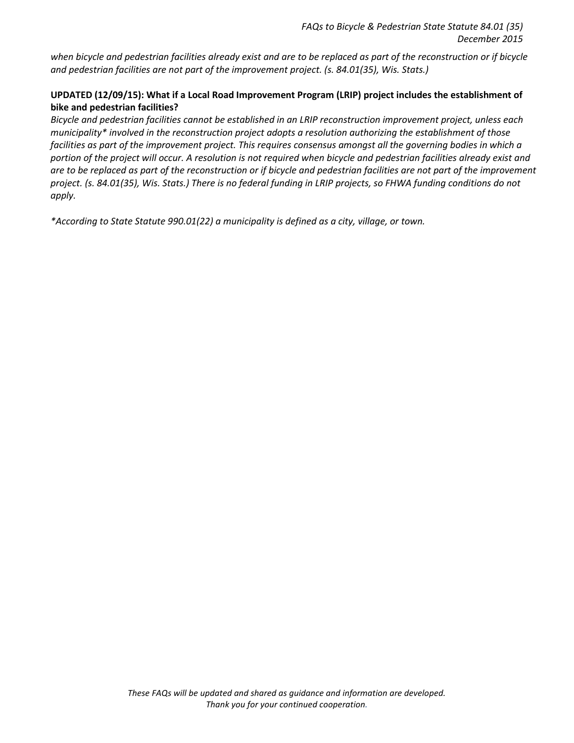*when bicycle and pedestrian facilities already exist and are to be replaced as part of the reconstruction or if bicycle and pedestrian facilities are not part of the improvement project. (s. 84.01(35), Wis. Stats.)*

**UPDATED (12/09/15): What if a Local Road Improvement Program (LRIP) project includes the establishment of bike and pedestrian facilities?**

*Bicycle and pedestrian facilities cannot be established in an LRIP reconstruction improvement project, unless each municipality* involved in the reconstruction project adopts a resolution authorizing the establishment of those facilities as part of the improvement project. This requires consensus amongst all the governing bodies in which a portion of the project will occur. A resolution is not required when bicycle and pedestrian facilities already exist and are to be replaced as part of the reconstruction or if bicycle and pedestrian facilities are not part of the improvement project. (s. 84.01(35), Wis. Stats.) There is no federal funding in LRIP projects, so FHWA funding conditions do not apply.*

*\*According to State Statute 990.01(22) a municipality is defined as a city, village, or town.*

*These FAQs will be updated and shared as guidance and information are developed. Thank you for your continued cooperation.*